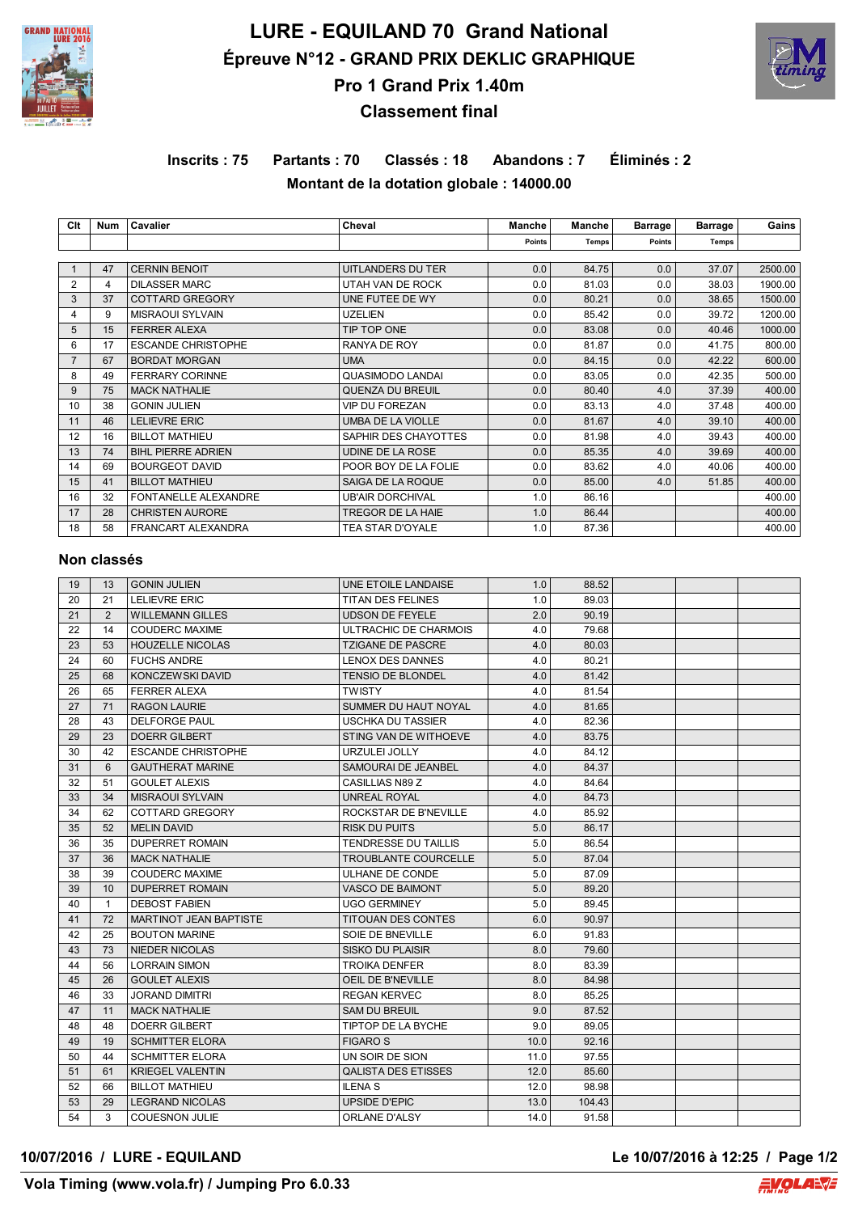# LURE - EQUILAND 70 Grand National

## Épreuve N°12 - GRAND PRIX DEKLIC GRAPHIQUE

## Pro 1 Grand Prix 1.40m

## Classement final

**Inscrits : 75 Partants : 70 Classés : 18 Abandons : 7 Éliminés : 2**

**Montant de la dotation globale : 14000.00**

| Clt | Num | Cavalier | Cheval | Manche Points | Manche Temps | Barrage Points | Barrage Temps | Gains |
|---|---|---|---|---|---|---|---|---|
| 1 | 47 | CERNIN BENOIT | UITLANDERS DU TER | 0.0 | 84.75 | 0.0 | 37.07 | 2500.00 |
| 2 | 4 | DILASSER MARC | UTAH VAN DE ROCK | 0.0 | 81.03 | 0.0 | 38.03 | 1900.00 |
| 3 | 37 | COTTARD GREGORY | UNE FUTEE DE WY | 0.0 | 80.21 | 0.0 | 38.65 | 1500.00 |
| 4 | 9 | MISRAOUI SYLVAIN | UZELIEN | 0.0 | 85.42 | 0.0 | 39.72 | 1200.00 |
| 5 | 15 | FERRER ALEXA | TIP TOP ONE | 0.0 | 83.08 | 0.0 | 40.46 | 1000.00 |
| 6 | 17 | ESCANDE CHRISTOPHE | RANYA DE ROY | 0.0 | 81.87 | 0.0 | 41.75 | 800.00 |
| 7 | 67 | BORDAT MORGAN | UMA | 0.0 | 84.15 | 0.0 | 42.22 | 600.00 |
| 8 | 49 | FERRARY CORINNE | QUASIMODO LANDAI | 0.0 | 83.05 | 0.0 | 42.35 | 500.00 |
| 9 | 75 | MACK NATHALIE | QUENZA DU BREUIL | 0.0 | 80.40 | 4.0 | 37.39 | 400.00 |
| 10 | 38 | GONIN JULIEN | VIP DU FOREZAN | 0.0 | 83.13 | 4.0 | 37.48 | 400.00 |
| 11 | 46 | LELIEVRE ERIC | UMBA DE LA VIOLLE | 0.0 | 81.67 | 4.0 | 39.10 | 400.00 |
| 12 | 16 | BILLOT MATHIEU | SAPHIR DES CHAYOTTES | 0.0 | 81.98 | 4.0 | 39.43 | 400.00 |
| 13 | 74 | BIHL PIERRE ADRIEN | UDINE DE LA ROSE | 0.0 | 85.35 | 4.0 | 39.69 | 400.00 |
| 14 | 69 | BOURGEOT DAVID | POOR BOY DE LA FOLIE | 0.0 | 83.62 | 4.0 | 40.06 | 400.00 |
| 15 | 41 | BILLOT MATHIEU | SAIGA DE LA ROQUE | 0.0 | 85.00 | 4.0 | 51.85 | 400.00 |
| 16 | 32 | FONTANELLE ALEXANDRE | UB'AIR DORCHIVAL | 1.0 | 86.16 | | | 400.00 |
| 17 | 28 | CHRISTEN AURORE | TREGOR DE LA HAIE | 1.0 | 86.44 | | | 400.00 |
| 18 | 58 | FRANCART ALEXANDRA | TEA STAR D'OYALE | 1.0 | 87.36 | | | 400.00 |

### Non classés

| Clt | Num | Cavalier | Cheval | Manche Points | Manche Temps | Barrage Points | Barrage Temps | Gains |
|---|---|---|---|---|---|---|---|---|
| 19 | 13 | GONIN JULIEN | UNE ETOILE LANDAISE | 1.0 | 88.52 | | | |
| 20 | 21 | LELIEVRE ERIC | TITAN DES FELINES | 1.0 | 89.03 | | | |
| 21 | 2 | WILLEMANN GILLES | UDSON DE FEYELE | 2.0 | 90.19 | | | |
| 22 | 14 | COUDERC MAXIME | ULTRACHIC DE CHARMOIS | 4.0 | 79.68 | | | |
| 23 | 53 | HOUZELLE NICOLAS | TZIGANE DE PASCRE | 4.0 | 80.03 | | | |
| 24 | 60 | FUCHS ANDRE | LENOX DES DANNES | 4.0 | 80.21 | | | |
| 25 | 68 | KONCZEWSKI DAVID | TENSIO DE BLONDEL | 4.0 | 81.42 | | | |
| 26 | 65 | FERRER ALEXA | TWISTY | 4.0 | 81.54 | | | |
| 27 | 71 | RAGON LAURIE | SUMMER DU HAUT NOYAL | 4.0 | 81.65 | | | |
| 28 | 43 | DELFORGE PAUL | USCHKA DU TASSIER | 4.0 | 82.36 | | | |
| 29 | 23 | DOERR GILBERT | STING VAN DE WITHOEVE | 4.0 | 83.75 | | | |
| 30 | 42 | ESCANDE CHRISTOPHE | URZULEI JOLLY | 4.0 | 84.12 | | | |
| 31 | 6 | GAUTHERAT MARINE | SAMOURAI DE JEANBEL | 4.0 | 84.37 | | | |
| 32 | 51 | GOULET ALEXIS | CASILLIAS N89 Z | 4.0 | 84.64 | | | |
| 33 | 34 | MISRAOUI SYLVAIN | UNREAL ROYAL | 4.0 | 84.73 | | | |
| 34 | 62 | COTTARD GREGORY | ROCKSTAR DE B'NEVILLE | 4.0 | 85.92 | | | |
| 35 | 52 | MELIN DAVID | RISK DU PUITS | 5.0 | 86.17 | | | |
| 36 | 35 | DUPERRET ROMAIN | TENDRESSE DU TAILLIS | 5.0 | 86.54 | | | |
| 37 | 36 | MACK NATHALIE | TROUBLANTE COURCELLE | 5.0 | 87.04 | | | |
| 38 | 39 | COUDERC MAXIME | ULHANE DE CONDE | 5.0 | 87.09 | | | |
| 39 | 10 | DUPERRET ROMAIN | VASCO DE BAIMONT | 5.0 | 89.20 | | | |
| 40 | 1 | DEBOST FABIEN | UGO GERMINEY | 5.0 | 89.45 | | | |
| 41 | 72 | MARTINOT JEAN BAPTISTE | TITOUAN DES CONTES | 6.0 | 90.97 | | | |
| 42 | 25 | BOUTON MARINE | SOIE DE BNEVILLE | 6.0 | 91.83 | | | |
| 43 | 73 | NIEDER NICOLAS | SISKO DU PLAISIR | 8.0 | 79.60 | | | |
| 44 | 56 | LORRAIN SIMON | TROIKA DENFER | 8.0 | 83.39 | | | |
| 45 | 26 | GOULET ALEXIS | OEIL DE B'NEVILLE | 8.0 | 84.98 | | | |
| 46 | 33 | JORAND DIMITRI | REGAN KERVEC | 8.0 | 85.25 | | | |
| 47 | 11 | MACK NATHALIE | SAM DU BREUIL | 9.0 | 87.52 | | | |
| 48 | 48 | DOERR GILBERT | TIPTOP DE LA BYCHE | 9.0 | 89.05 | | | |
| 49 | 19 | SCHMITTER ELORA | FIGARO S | 10.0 | 92.16 | | | |
| 50 | 44 | SCHMITTER ELORA | UN SOIR DE SION | 11.0 | 97.55 | | | |
| 51 | 61 | KRIEGEL VALENTIN | QALISTA DES ETISSES | 12.0 | 85.60 | | | |
| 52 | 66 | BILLOT MATHIEU | ILENA S | 12.0 | 98.98 | | | |
| 53 | 29 | LEGRAND NICOLAS | UPSIDE D'EPIC | 13.0 | 104.43 | | | |
| 54 | 3 | COUESNON JULIE | ORLANE D'ALSY | 14.0 | 91.58 | | | |

10/07/2016 / LURE - EQUILAND — Le 10/07/2016 à 12:25

Vola Timing (www.vola.fr) / Jumping Pro 6.0.33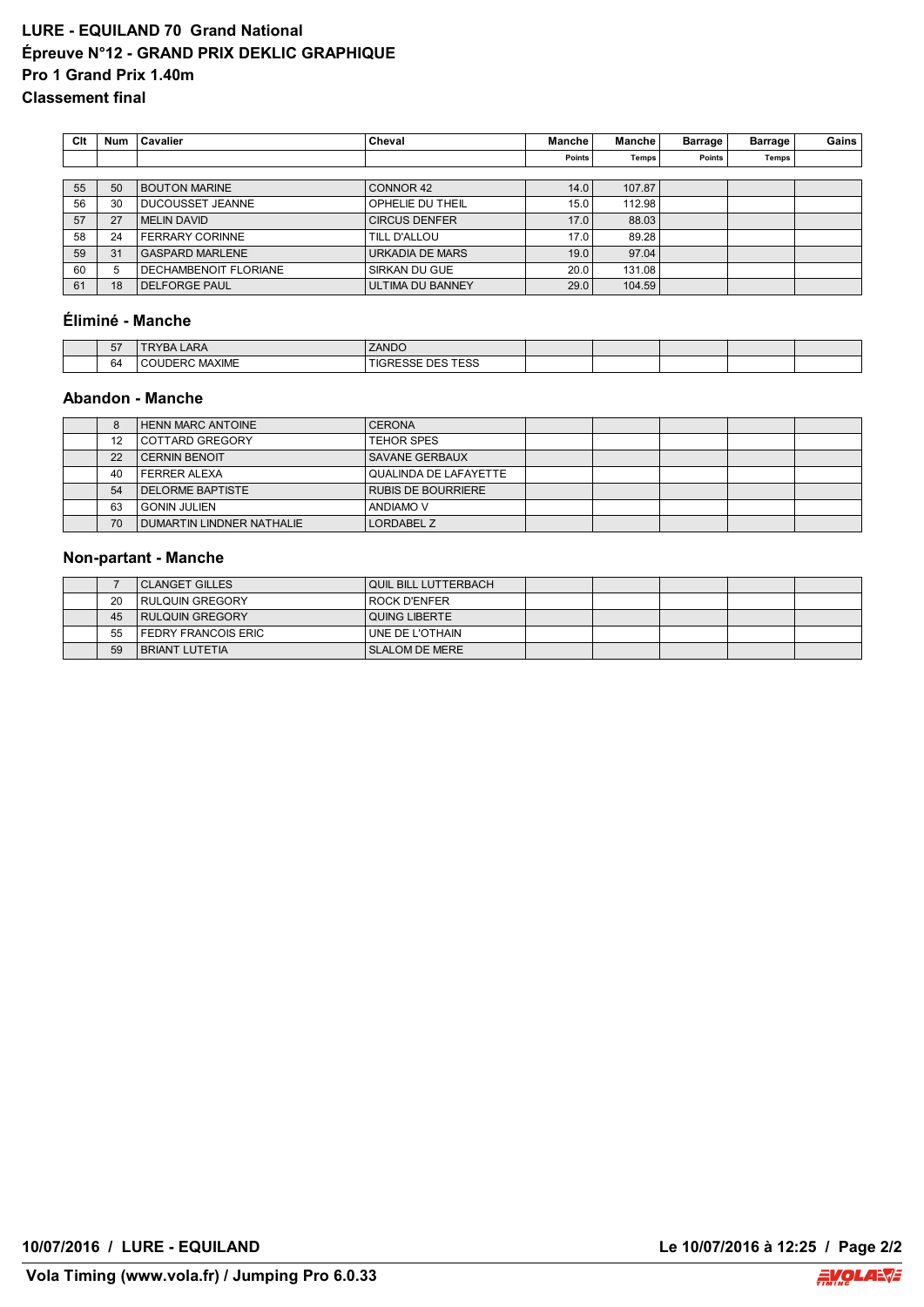# LURE - EQUILAND 70 Grand National
# Épreuve N°12 - GRAND PRIX DEKLIC GRAPHIQUE
# Pro 1 Grand Prix 1.40m
# Classement final

| Clt | Num | Cavalier | Cheval | Manche | Manche | Barrage | Barrage | Gains |
|---|---|---|---|---|---|---|---|---|
| | | | | Points | Temps | Points | Temps | |
| 55 | 50 | BOUTON MARINE | CONNOR 42 | 14.0 | 107.87 | | | |
| 56 | 30 | DUCOUSSET JEANNE | OPHELIE DU THEIL | 15.0 | 112.98 | | | |
| 57 | 27 | MELIN DAVID | CIRCUS DENFER | 17.0 | 88.03 | | | |
| 58 | 24 | FERRARY CORINNE | TILL D'ALLOU | 17.0 | 89.28 | | | |
| 59 | 31 | GASPARD MARLENE | URKADIA DE MARS | 19.0 | 97.04 | | | |
| 60 | 5 | DECHAMBENOIT FLORIANE | SIRKAN DU GUE | 20.0 | 131.08 | | | |
| 61 | 18 | DELFORGE PAUL | ULTIMA DU BANNEY | 29.0 | 104.59 | | | |

## Éliminé - Manche

| | | | | | | | | |
|---|---|---|---|---|---|---|---|---|
| | 57 | TRYBA LARA | ZANDO | | | | | |
| | 64 | COUDERC MAXIME | TIGRESSE DES TESS | | | | | |

## Abandon - Manche

| | | | | | | | | |
|---|---|---|---|---|---|---|---|---|
| | 8 | HENN MARC ANTOINE | CERONA | | | | | |
| | 12 | COTTARD GREGORY | TEHOR SPES | | | | | |
| | 22 | CERNIN BENOIT | SAVANE GERBAUX | | | | | |
| | 40 | FERRER ALEXA | QUALINDA DE LAFAYETTE | | | | | |
| | 54 | DELORME BAPTISTE | RUBIS DE BOURRIERE | | | | | |
| | 63 | GONIN JULIEN | ANDIAMO V | | | | | |
| | 70 | DUMARTIN LINDNER NATHALIE | LORDABEL Z | | | | | |

## Non-partant - Manche

| | | | | | | | | |
|---|---|---|---|---|---|---|---|---|
| | 7 | CLANGET GILLES | QUIL BILL LUTTERBACH | | | | | |
| | 20 | RULQUIN GREGORY | ROCK D'ENFER | | | | | |
| | 45 | RULQUIN GREGORY | QUING LIBERTE | | | | | |
| | 55 | FEDRY FRANCOIS ERIC | UNE DE L'OTHAIN | | | | | |
| | 59 | BRIANT LUTETIA | SLALOM DE MERE | | | | | |

10/07/2016 / LURE - EQUILAND — Le 10/07/2016 à 12:25

Vola Timing (www.vola.fr) / Jumping Pro 6.0.33